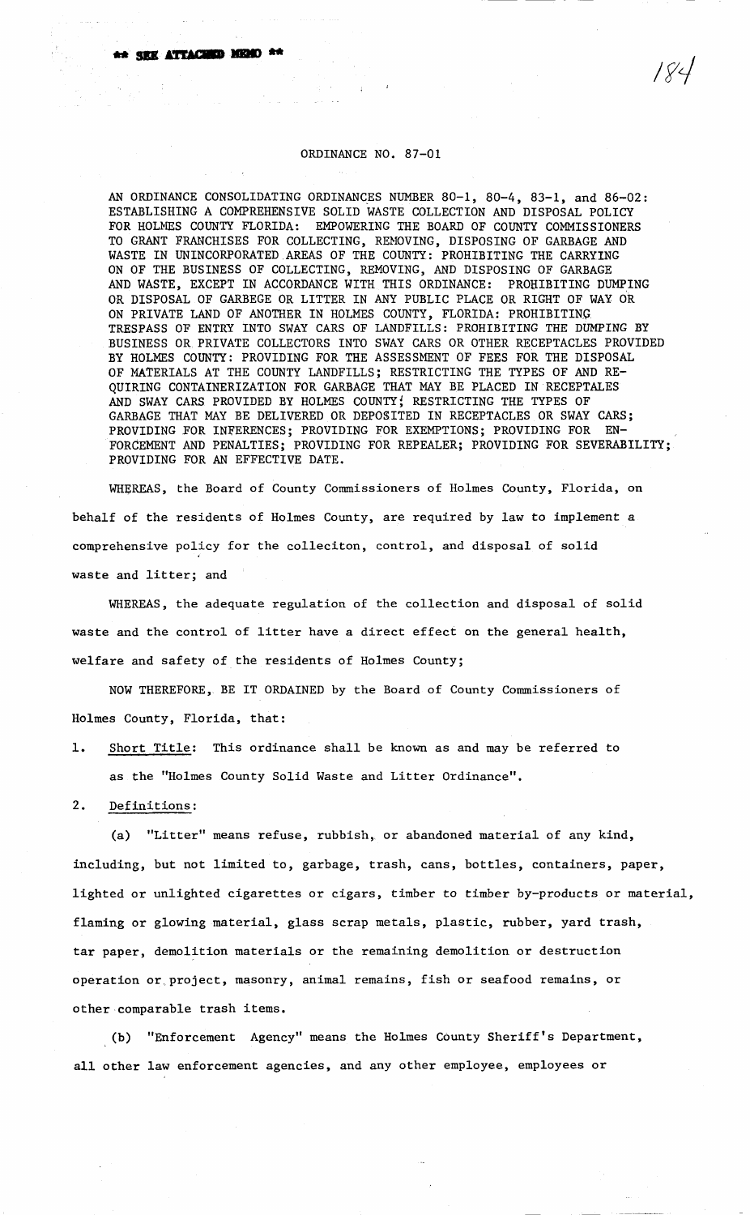** SEE ATTACHED MEMO **

184

# ORDINANCE NO. 87-01

AN ORDINANCE CONSOLIDATING ORDINANCES NUMBER 80-1, 80-4, 83-1, and 86-02: ESTABLISHING A COMPREHENSIVE SOLID WASTE COLLECTION AND DISPOSAL POLICY FOR HOLMES COUNTY FLORIDA: EMPOWERING THE BOARD OF COUNTY COMMISSIONERS TO GRANT FRANCHISES FOR COLLECTING, REMOVING, DISPOSING OF GARBAGE AND WASTE IN UNINCORPORATED AREAS OF THE COUNTY: PROHIBITING THE CARRYING ON OF THE BUSINESS OF COLLECTING, REMOVING, AND DISPOSING OF GARBAGE AND WASTE, EXCEPT IN ACCORDANCE WITH THIS ORDINANCE: PROHIBITING DUMPING OR DISPOSAL OF GARBEGE OR LITTER IN ANY PUBLIC PLACE OR RIGHT OF WAY OR ON PRIVATE LAND OF ANOTHER IN HOLMES COUNTY, FLORIDA: PROHIBITING TRESPASS OF ENTRY INTO SWAY CARS OF LANDFILLS: PROHIBITING THE DUMPING BY BUSINESS OR PRIVATE COLLECTORS INTO SWAY CARS OR OTHER RECEPTACLES PROVIDED BY HOLMES COUNTY: PROVIDING FOR THE ASSESSMENT OF FEES FOR THE DISPOSAL OF MATERIALS AT THE COUNTY LANDFILLS; RESTRICTING THE TYPES OF AND REQUIRING CONTAINERIZATION FOR GARBAGE THAT MAY BE PLACED IN RECEPTALES AND SWAY CARS PROVIDED BY HOLMES COUNTY; RESTRICTING THE TYPES OF GARBAGE THAT MAY BE DELIVERED OR DEPOSITED IN RECEPTACLES OR SWAY CARS; PROVIDING FOR INFERENCES; PROVIDING FOR EXEMPTIONS; PROVIDING FOR ENFORCEMENT AND PENALTIES; PROVIDING FOR REPEALER; PROVIDING FOR SEVERABILITY; PROVIDING FOR AN EFFECTIVE DATE.

WHEREAS, the Board of County Commissioners of Holmes County, Florida, on behalf of the residents of Holmes County, are required by law to implement a comprehensive policy for the colleciton, control, and disposal of solid waste and litter; and

WHEREAS, the adequate regulation of the collection and disposal of solid waste and the control of litter have a direct effect on the general health, welfare and safety of the residents of Holmes County;

NOW THEREFORE, BE IT ORDAINED by the Board of County Commissioners of Holmes County, Florida, that:

1. Short Title: This ordinance shall be known as and may be referred to as the "Holmes County Solid Waste and Litter Ordinance".

2. Definitions:

(a) "Litter" means refuse, rubbish, or abandoned material of any kind, including, but not limited to, garbage, trash, cans, bottles, containers, paper, lighted or unlighted cigarettes or cigars, timber to timber by-products or material, flaming or glowing material, glass scrap metals, plastic, rubber, yard trash, tar paper, demolition materials or the remaining demolition or destruction operation or project, masonry, animal remains, fish or seafood remains, or other comparable trash items.

(b) "Enforcement Agency" means the Holmes County Sheriff's Department, all other law enforcement agencies, and any other employee, employees or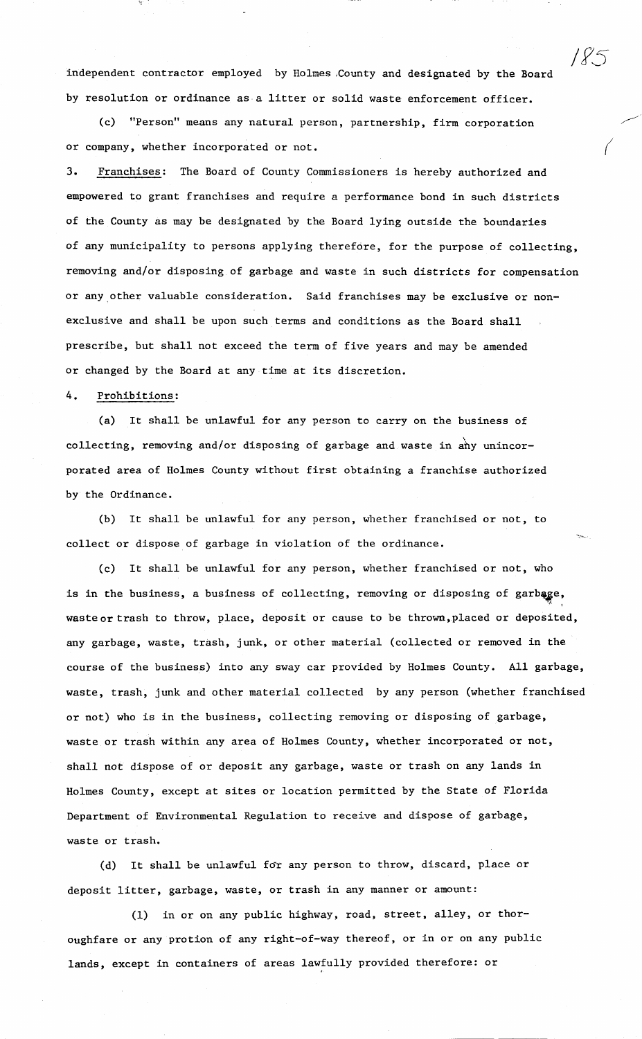independent contractor employed by Holmes County and designated by the Board by resolution or ordinance as a litter or solid waste enforcement officer.

(c) "Person" means any natural person, partnership, firm corporation or company, whether incorporated or not.

3. Franchises: The Board of County Commissioners is hereby authorized and empowered to grant franchises and require a performance bond in such districts of the County as may be designated by the Board lying outside the boundaries of any municipality to persons applying therefore, for the purpose of collecting, removing and/or disposing of garbage and waste in such districts for compensation or any other valuable consideration. Said franchises may be exclusive or non-exclusive and shall be upon such terms and conditions as the Board shall prescribe, but shall not exceed the term of five years and may be amended or changed by the Board at any time at its discretion.

4. Prohibitions:

(a) It shall be unlawful for any person to carry on the business of collecting, removing and/or disposing of garbage and waste in any unincorporated area of Holmes County without first obtaining a franchise authorized by the Ordinance.

(b) It shall be unlawful for any person, whether franchised or not, to collect or dispose of garbage in violation of the ordinance.

(c) It shall be unlawful for any person, whether franchised or not, who is in the business, a business of collecting, removing or disposing of garbage, waste or trash to throw, place, deposit or cause to be thrown, placed or deposited, any garbage, waste, trash, junk, or other material (collected or removed in the course of the business) into any sway car provided by Holmes County. All garbage, waste, trash, junk and other material collected by any person (whether franchised or not) who is in the business, collecting removing or disposing of garbage, waste or trash within any area of Holmes County, whether incorporated or not, shall not dispose of or deposit any garbage, waste or trash on any lands in Holmes County, except at sites or location permitted by the State of Florida Department of Environmental Regulation to receive and dispose of garbage, waste or trash.

(d) It shall be unlawful for any person to throw, discard, place or deposit litter, garbage, waste, or trash in any manner or amount:

(1) in or on any public highway, road, street, alley, or thoroughfare or any protion of any right-of-way thereof, or in or on any public lands, except in containers of areas lawfully provided therefore: or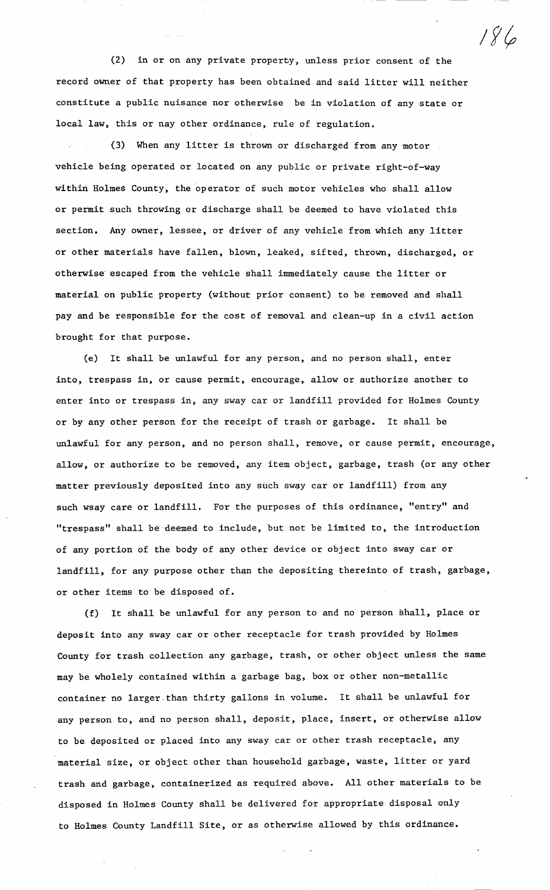(2) in or on any private property, unless prior consent of the record owner of that property has been obtained and said litter will neither constitute a public nuisance nor otherwise be in violation of any state or local law, this or nay other ordinance, rule of regulation.

(3) When any litter is thrown or discharged from any motor vehicle being operated or located on any public or private right-of-way within Holmes County, the operator of such motor vehicles who shall allow or permit such throwing or discharge shall be deemed to have violated this section. Any owner, lessee, or driver of any vehicle from which any litter or other materials have fallen, blown, leaked, sifted, thrown, discharged, or otherwise escaped from the vehicle shall immediately cause the litter or material on public property (without prior consent) to be removed and shall pay and be responsible for the cost of removal and clean-up in a civil action brought for that purpose.

(e) It shall be unlawful for any person, and no person shall, enter into, trespass in, or cause permit, encourage, allow or authorize another to enter into or trespass in, any sway car or landfill provided for Holmes County or by any other person for the receipt of trash or garbage. It shall be unlawful for any person, and no person shall, remove, or cause permit, encourage, allow, or authorize to be removed, any item object, garbage, trash (or any other matter previously deposited into any such sway car or landfill) from any such wsay care or landfill. For the purposes of this ordinance, "entry" and "trespass" shall be deemed to include, but not be limited to, the introduction of any portion of the body of any other device or object into sway car or landfill, for any purpose other than the depositing thereinto of trash, garbage, or other items to be disposed of.

(f) It shall be unlawful for any person to and no person shall, place or deposit into any sway car or other receptacle for trash provided by Holmes County for trash collection any garbage, trash, or other object unless the same may be wholely contained within a garbage bag, box or other non-metallic container no larger than thirty gallons in volume. It shall be unlawful for any person to, and no person shall, deposit, place, insert, or otherwise allow to be deposited or placed into any sway car or other trash receptacle, any material size, or object other than household garbage, waste, litter or yard trash and garbage, containerized as required above. All other materials to be disposed in Holmes County shall be delivered for appropriate disposal only to Holmes County Landfill Site, or as otherwise allowed by this ordinance.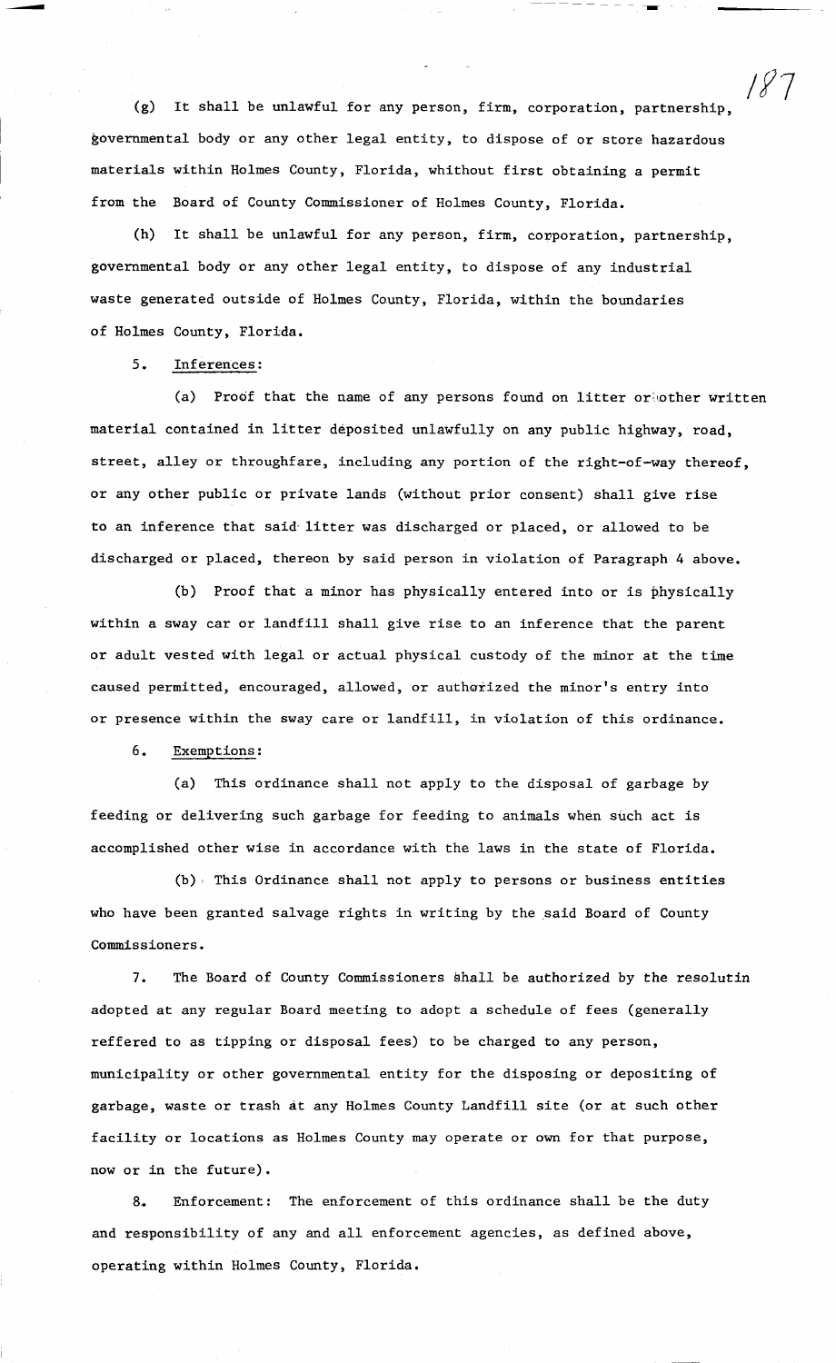(g) It shall be unlawful for any person, firm, corporation, partnership, governmental body or any other legal entity, to dispose of or store hazardous materials within Holmes County, Florida, whithout first obtaining a permit from the Board of County Commissioner of Holmes County, Florida.

(h) It shall be unlawful for any person, firm, corporation, partnership, governmental body or any other legal entity, to dispose of any industrial waste generated outside of Holmes County, Florida, within the boundaries of Holmes County, Florida.

5. Inferences:

(a) Proof that the name of any persons found on litter or other written material contained in litter deposited unlawfully on any public highway, road, street, alley or throughfare, including any portion of the right-of-way thereof, or any other public or private lands (without prior consent) shall give rise to an inference that said litter was discharged or placed, or allowed to be discharged or placed, thereon by said person in violation of Paragraph 4 above.

(b) Proof that a minor has physically entered into or is physically within a sway car or landfill shall give rise to an inference that the parent or adult vested with legal or actual physical custody of the minor at the time caused permitted, encouraged, allowed, or authorized the minor's entry into or presence within the sway care or landfill, in violation of this ordinance.

6. Exemptions:

(a) This ordinance shall not apply to the disposal of garbage by feeding or delivering such garbage for feeding to animals when such act is accomplished other wise in accordance with the laws in the state of Florida.

(b) This Ordinance shall not apply to persons or business entities who have been granted salvage rights in writing by the said Board of County Commissioners.

7. The Board of County Commissioners shall be authorized by the resolutin adopted at any regular Board meeting to adopt a schedule of fees (generally reffered to as tipping or disposal fees) to be charged to any person, municipality or other governmental entity for the disposing or depositing of garbage, waste or trash at any Holmes County Landfill site (or at such other facility or locations as Holmes County may operate or own for that purpose, now or in the future).

8. Enforcement: The enforcement of this ordinance shall be the duty and responsibility of any and all enforcement agencies, as defined above, operating within Holmes County, Florida.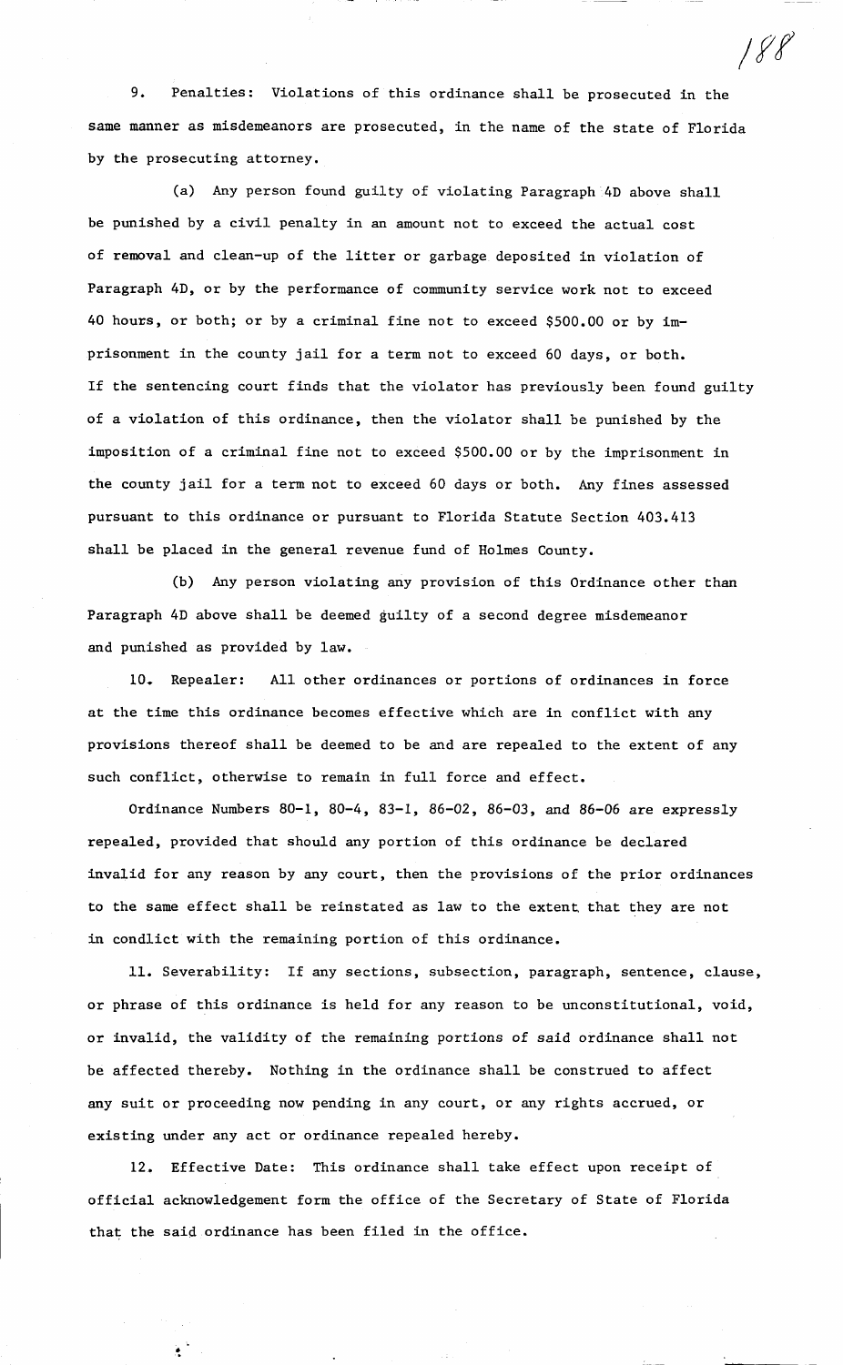9. Penalties: Violations of this ordinance shall be prosecuted in the same manner as misdemeanors are prosecuted, in the name of the state of Florida by the prosecuting attorney.

(a) Any person found guilty of violating Paragraph 4D above shall be punished by a civil penalty in an amount not to exceed the actual cost of removal and clean-up of the litter or garbage deposited in violation of Paragraph 4D, or by the performance of community service work not to exceed 40 hours, or both; or by a criminal fine not to exceed $500.00 or by imprisonment in the county jail for a term not to exceed 60 days, or both. If the sentencing court finds that the violator has previously been found guilty of a violation of this ordinance, then the violator shall be punished by the imposition of a criminal fine not to exceed $500.00 or by the imprisonment in the county jail for a term not to exceed 60 days or both. Any fines assessed pursuant to this ordinance or pursuant to Florida Statute Section 403.413 shall be placed in the general revenue fund of Holmes County.

(b) Any person violating any provision of this Ordinance other than Paragraph 4D above shall be deemed guilty of a second degree misdemeanor and punished as provided by law.

10. Repealer: All other ordinances or portions of ordinances in force at the time this ordinance becomes effective which are in conflict with any provisions thereof shall be deemed to be and are repealed to the extent of any such conflict, otherwise to remain in full force and effect.

Ordinance Numbers 80-1, 80-4, 83-1, 86-02, 86-03, and 86-06 are expressly repealed, provided that should any portion of this ordinance be declared invalid for any reason by any court, then the provisions of the prior ordinances to the same effect shall be reinstated as law to the extent that they are not in condlict with the remaining portion of this ordinance.

11. Severability: If any sections, subsection, paragraph, sentence, clause, or phrase of this ordinance is held for any reason to be unconstitutional, void, or invalid, the validity of the remaining portions of said ordinance shall not be affected thereby. Nothing in the ordinance shall be construed to affect any suit or proceeding now pending in any court, or any rights accrued, or existing under any act or ordinance repealed hereby.

12. Effective Date: This ordinance shall take effect upon receipt of official acknowledgement form the office of the Secretary of State of Florida that the said ordinance has been filed in the office.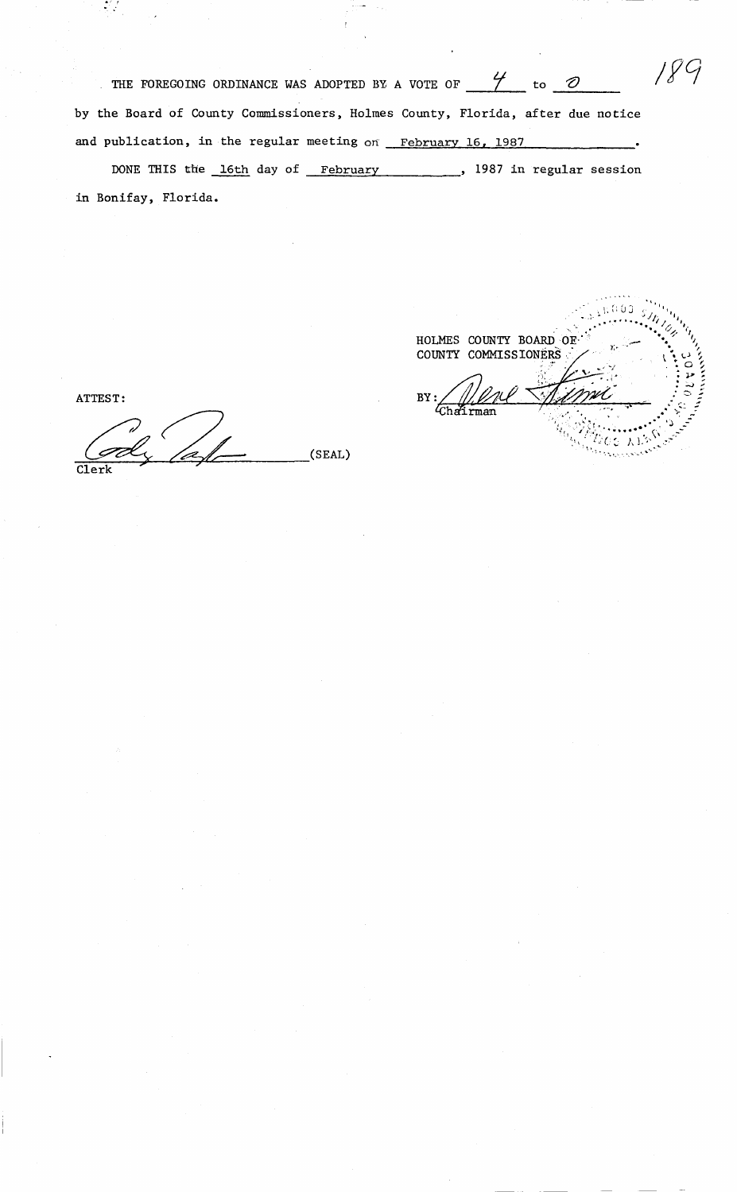THE FOREGOING ORDINANCE WAS ADOPTED BY A VOTE OF 4 to 0 by the Board of County Commissioners, Holmes County, Florida, after due notice and publication, in the regular meeting on February 16, 1987.

DONE THIS the 16th day of February, 1987 in regular session in Bonifay, Florida.

HOLMES COUNTY BOARD OF COUNTY COMMISSIONERS

BY: ______________________
Chairman

ATTEST:

______________________ (SEAL)
Clerk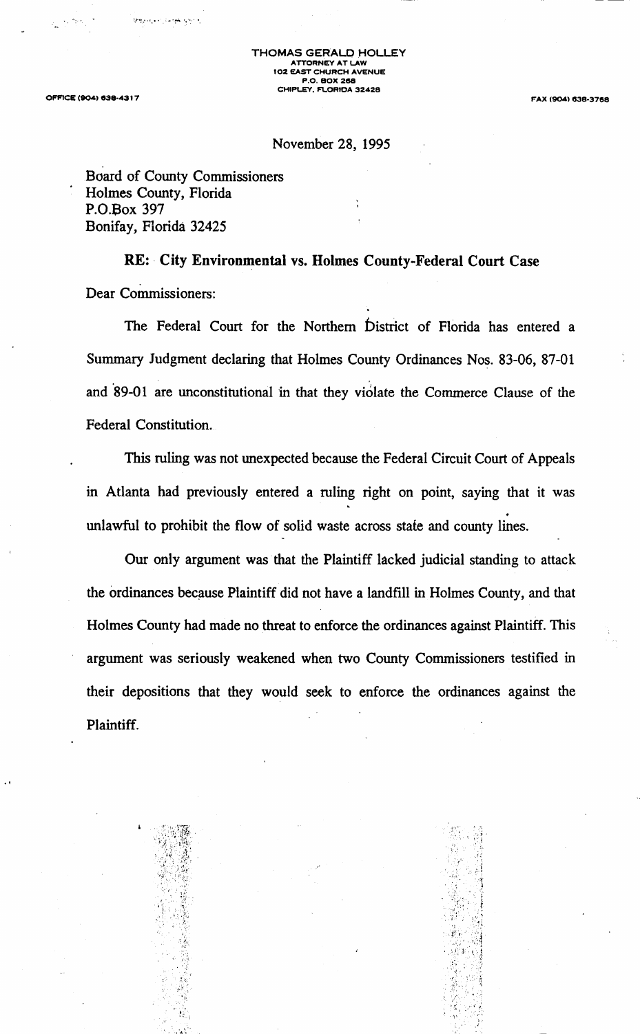THOMAS GERALD HOLLEY
ATTORNEY AT LAW
102 EAST CHURCH AVENUE
P.O. BOX 268
CHIPLEY, FLORIDA 32428

OFFICE (904) 638-4317

FAX (904) 638-3768

November 28, 1995

Board of County Commissioners
Holmes County, Florida
P.O.Box 397
Bonifay, Florida 32425

**RE: City Environmental vs. Holmes County-Federal Court Case**

Dear Commissioners:

The Federal Court for the Northern District of Florida has entered a Summary Judgment declaring that Holmes County Ordinances Nos. 83-06, 87-01 and 89-01 are unconstitutional in that they violate the Commerce Clause of the Federal Constitution.

This ruling was not unexpected because the Federal Circuit Court of Appeals in Atlanta had previously entered a ruling right on point, saying that it was unlawful to prohibit the flow of solid waste across state and county lines.

Our only argument was that the Plaintiff lacked judicial standing to attack the ordinances because Plaintiff did not have a landfill in Holmes County, and that Holmes County had made no threat to enforce the ordinances against Plaintiff. This argument was seriously weakened when two County Commissioners testified in their depositions that they would seek to enforce the ordinances against the Plaintiff.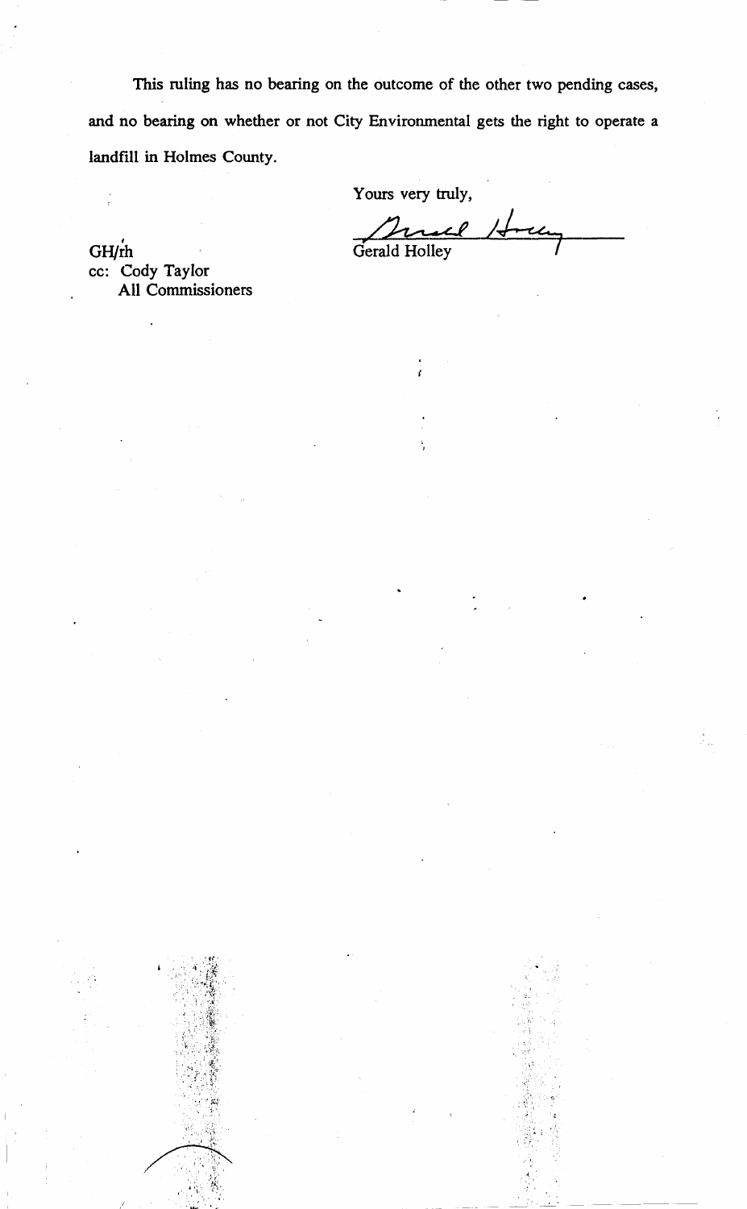This ruling has no bearing on the outcome of the other two pending cases, and no bearing on whether or not City Environmental gets the right to operate a landfill in Holmes County.

Yours very truly,

Gerald Holley

GH/rh
cc: Cody Taylor
All Commissioners